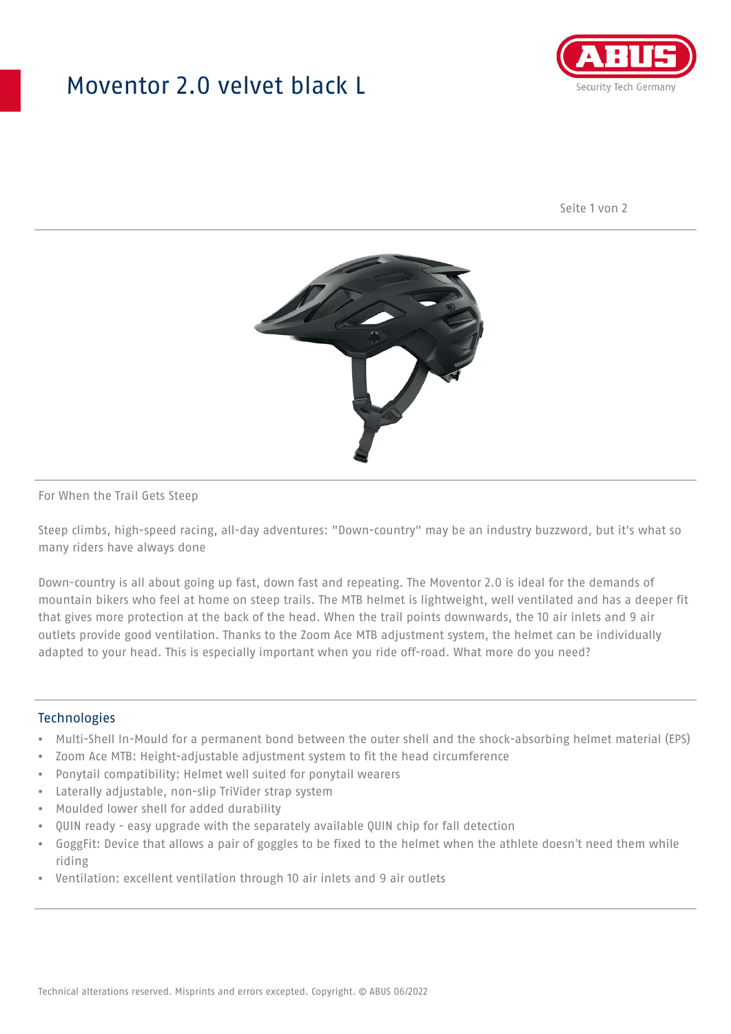# Moventor 2.0 velvet black L

For When the Trail Gets Steep

Steep climbs, high-speed racing, all-day adventures: "Down-country" may be an industry buzzword, but it's what so many riders have always done

Down-country is all about going up fast, down fast and repeating. The Moventor 2.0 is ideal for the demands of mountain bikers who feel at home on steep trails. The MTB helmet is lightweight, well ventilated and has a deeper fit that gives more protection at the back of the head. When the trail points downwards, the 10 air inlets and 9 air outlets provide good ventilation. Thanks to the Zoom Ace MTB adjustment system, the helmet can be individually adapted to your head. This is especially important when you ride off-road. What more do you need?

## Technologies

- Multi-Shell In-Mould for a permanent bond between the outer shell and the shock-absorbing helmet material (EPS)
- Zoom Ace MTB: Height-adjustable adjustment system to fit the head circumference
- Ponytail compatibility: Helmet well suited for ponytail wearers
- Laterally adjustable, non-slip TriVider strap system
- Moulded lower shell for added durability
- QUIN ready - easy upgrade with the separately available QUIN chip for fall detection
- GoggFit: Device that allows a pair of goggles to be fixed to the helmet when the athlete doesn't need them while riding
- Ventilation: excellent ventilation through 10 air inlets and 9 air outlets

Technical alterations reserved. Misprints and errors excepted. Copyright. © ABUS 06/2022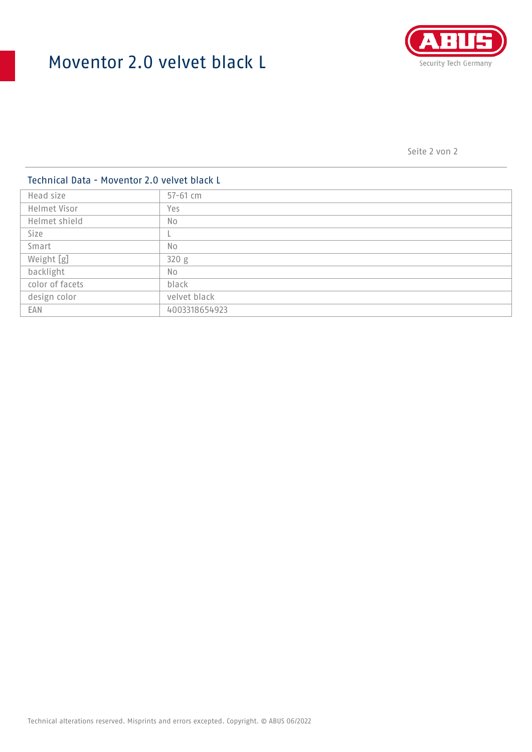# Moventor 2.0 velvet black L

## Technical Data - Moventor 2.0 velvet black L

| | |
|---|---|
| Head size | 57-61 cm |
| Helmet Visor | Yes |
| Helmet shield | No |
| Size | L |
| Smart | No |
| Weight [g] | 320 g |
| backlight | No |
| color of facets | black |
| design color | velvet black |
| EAN | 4003318654923 |

Technical alterations reserved. Misprints and errors excepted. Copyright. © ABUS 06/2022